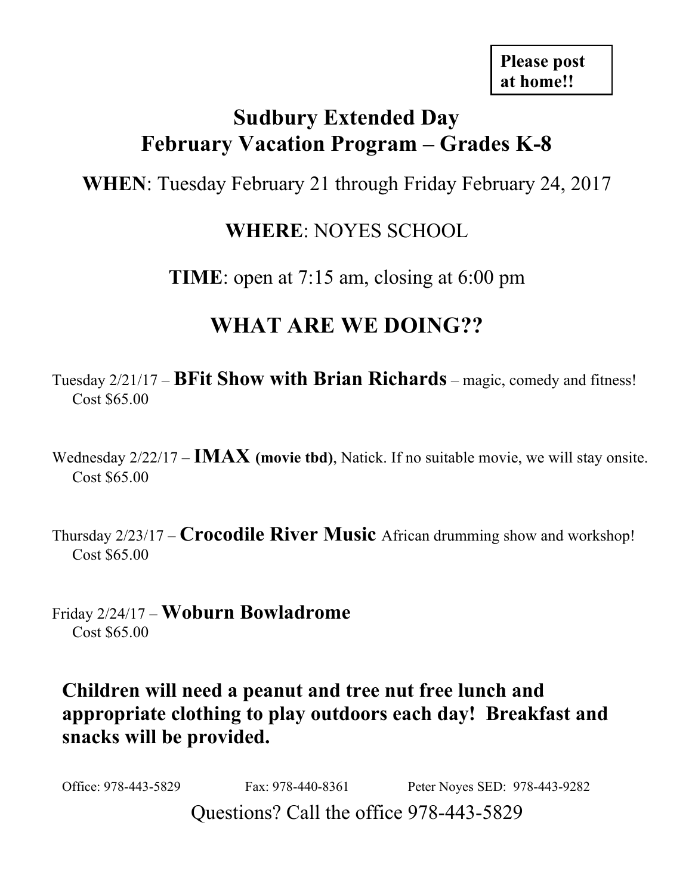**Please post at home!!**

# Sudbury Extended Day
# February Vacation Program – Grades K-8

**WHEN**: Tuesday February 21 through Friday February 24, 2017

**WHERE**: NOYES SCHOOL

**TIME**: open at 7:15 am, closing at 6:00 pm

## WHAT ARE WE DOING??

Tuesday 2/21/17 – **BFit Show with Brian Richards** – magic, comedy and fitness!
Cost $65.00

Wednesday 2/22/17 – **IMAX (movie tbd)**, Natick. If no suitable movie, we will stay onsite.
Cost $65.00

Thursday 2/23/17 – **Crocodile River Music** African drumming show and workshop!
Cost $65.00

Friday 2/24/17 – **Woburn Bowladrome**
Cost $65.00

**Children will need a peanut and tree nut free lunch and appropriate clothing to play outdoors each day! Breakfast and snacks will be provided.**

Office: 978-443-5829 Fax: 978-440-8361 Peter Noyes SED: 978-443-9282

Questions? Call the office 978-443-5829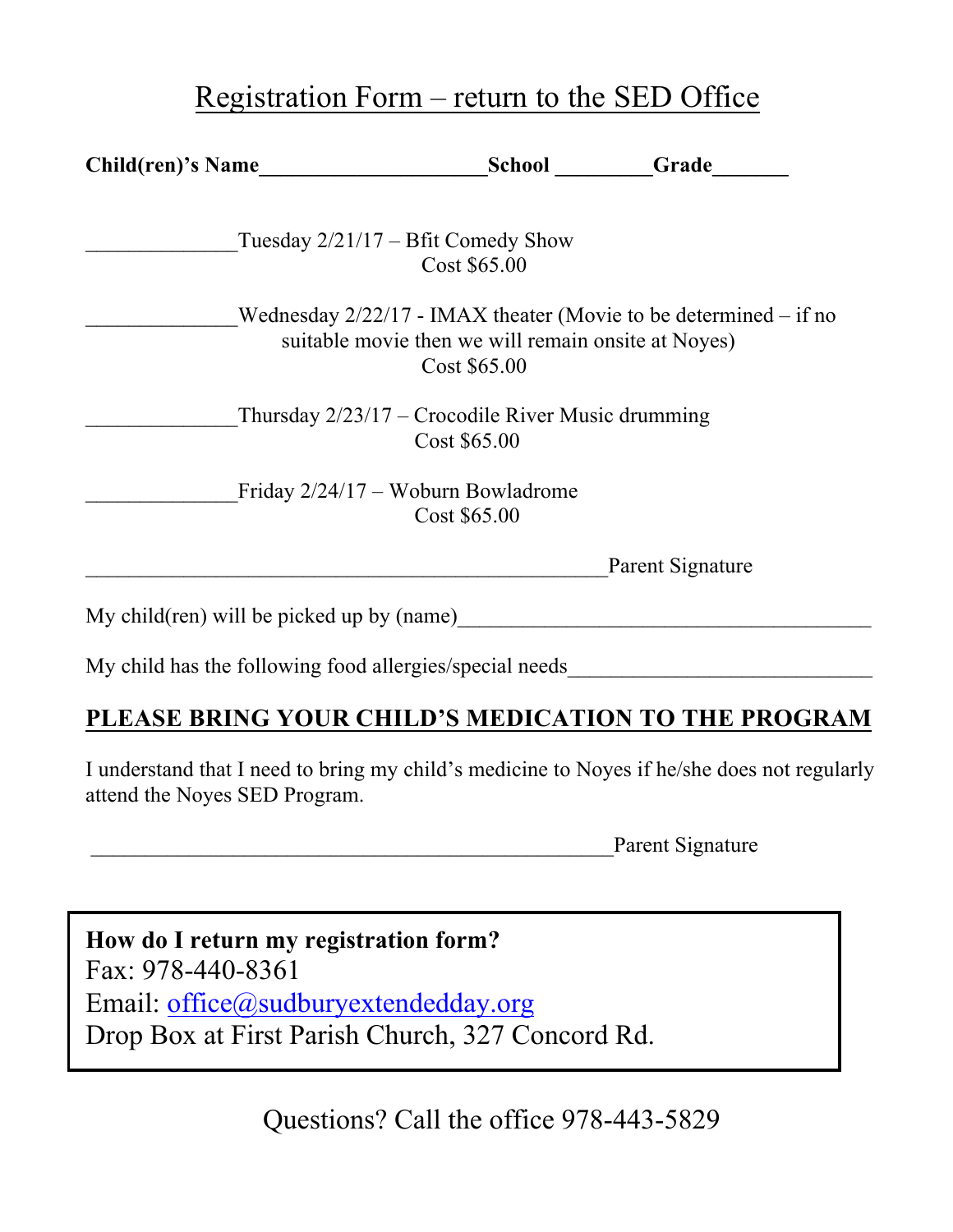# Registration Form – return to the SED Office

**Child(ren)'s Name**____________________**School** ________**Grade**_______

______________Tuesday 2/21/17 – Bfit Comedy Show
Cost $65.00

______________Wednesday 2/22/17 - IMAX theater (Movie to be determined – if no suitable movie then we will remain onsite at Noyes)
Cost $65.00

______________Thursday 2/23/17 – Crocodile River Music drumming
Cost $65.00

______________Friday 2/24/17 – Woburn Bowladrome
Cost $65.00

________________________________________________Parent Signature

My child(ren) will be picked up by (name)______________________________________

My child has the following food allergies/special needs____________________________

## PLEASE BRING YOUR CHILD'S MEDICATION TO THE PROGRAM

I understand that I need to bring my child's medicine to Noyes if he/she does not regularly attend the Noyes SED Program.

________________________________________________Parent Signature

**How do I return my registration form?**
Fax: 978-440-8361
Email: office@sudburyextendedday.org
Drop Box at First Parish Church, 327 Concord Rd.

Questions? Call the office 978-443-5829